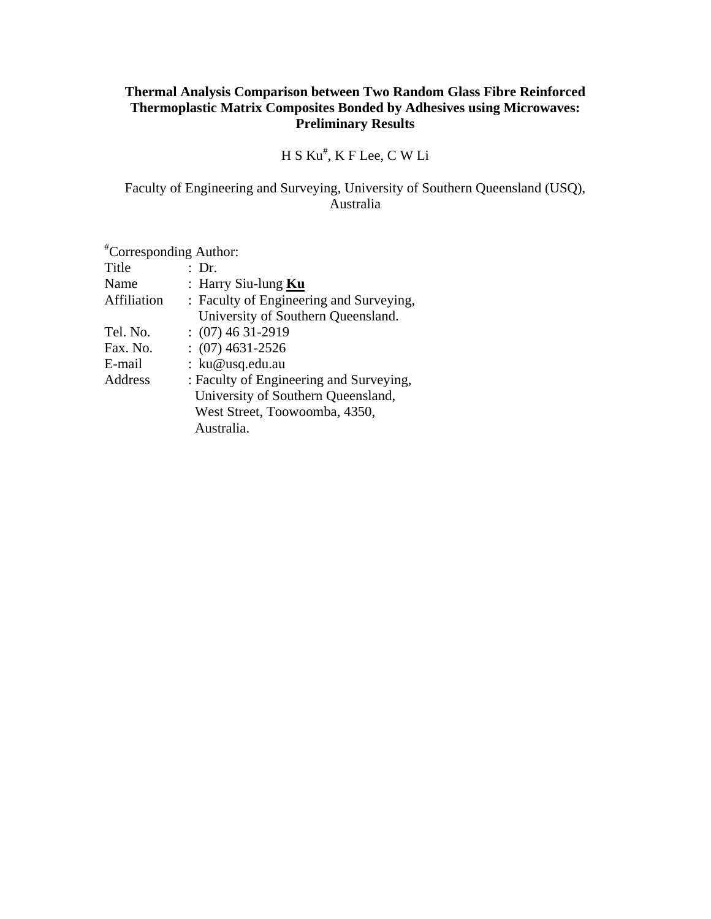# Thermal Analysis Comparison between Two Random Glass Fibre Reinforced Thermoplastic Matrix Composites Bonded by Adhesives using Microwaves: Preliminary Results

H S Ku#, K F Lee, C W Li

Faculty of Engineering and Surveying, University of Southern Queensland (USQ), Australia

#Corresponding Author:

| | |
|---|---|
| Title | : Dr. |
| Name | : Harry Siu-lung **Ku** |
| Affiliation | : Faculty of Engineering and Surveying, University of Southern Queensland. |
| Tel. No. | : (07) 46 31-2919 |
| Fax. No. | : (07) 4631-2526 |
| E-mail | : ku@usq.edu.au |
| Address | : Faculty of Engineering and Surveying, University of Southern Queensland, West Street, Toowoomba, 4350, Australia. |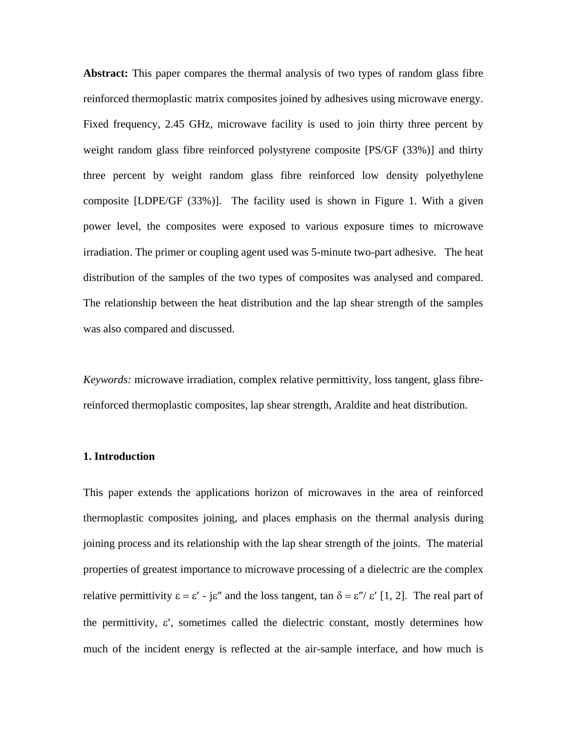**Abstract:** This paper compares the thermal analysis of two types of random glass fibre reinforced thermoplastic matrix composites joined by adhesives using microwave energy. Fixed frequency, 2.45 GHz, microwave facility is used to join thirty three percent by weight random glass fibre reinforced polystyrene composite [PS/GF (33%)] and thirty three percent by weight random glass fibre reinforced low density polyethylene composite [LDPE/GF (33%)]. The facility used is shown in Figure 1. With a given power level, the composites were exposed to various exposure times to microwave irradiation. The primer or coupling agent used was 5-minute two-part adhesive. The heat distribution of the samples of the two types of composites was analysed and compared. The relationship between the heat distribution and the lap shear strength of the samples was also compared and discussed.

*Keywords:* microwave irradiation, complex relative permittivity, loss tangent, glass fibre-reinforced thermoplastic composites, lap shear strength, Araldite and heat distribution.

## 1. Introduction

This paper extends the applications horizon of microwaves in the area of reinforced thermoplastic composites joining, and places emphasis on the thermal analysis during joining process and its relationship with the lap shear strength of the joints. The material properties of greatest importance to microwave processing of a dielectric are the complex relative permittivity $\varepsilon = \varepsilon' - j\varepsilon''$ and the loss tangent, $\tan \delta = \varepsilon''/ \varepsilon'$ [1, 2]. The real part of the permittivity, $\varepsilon'$, sometimes called the dielectric constant, mostly determines how much of the incident energy is reflected at the air-sample interface, and how much is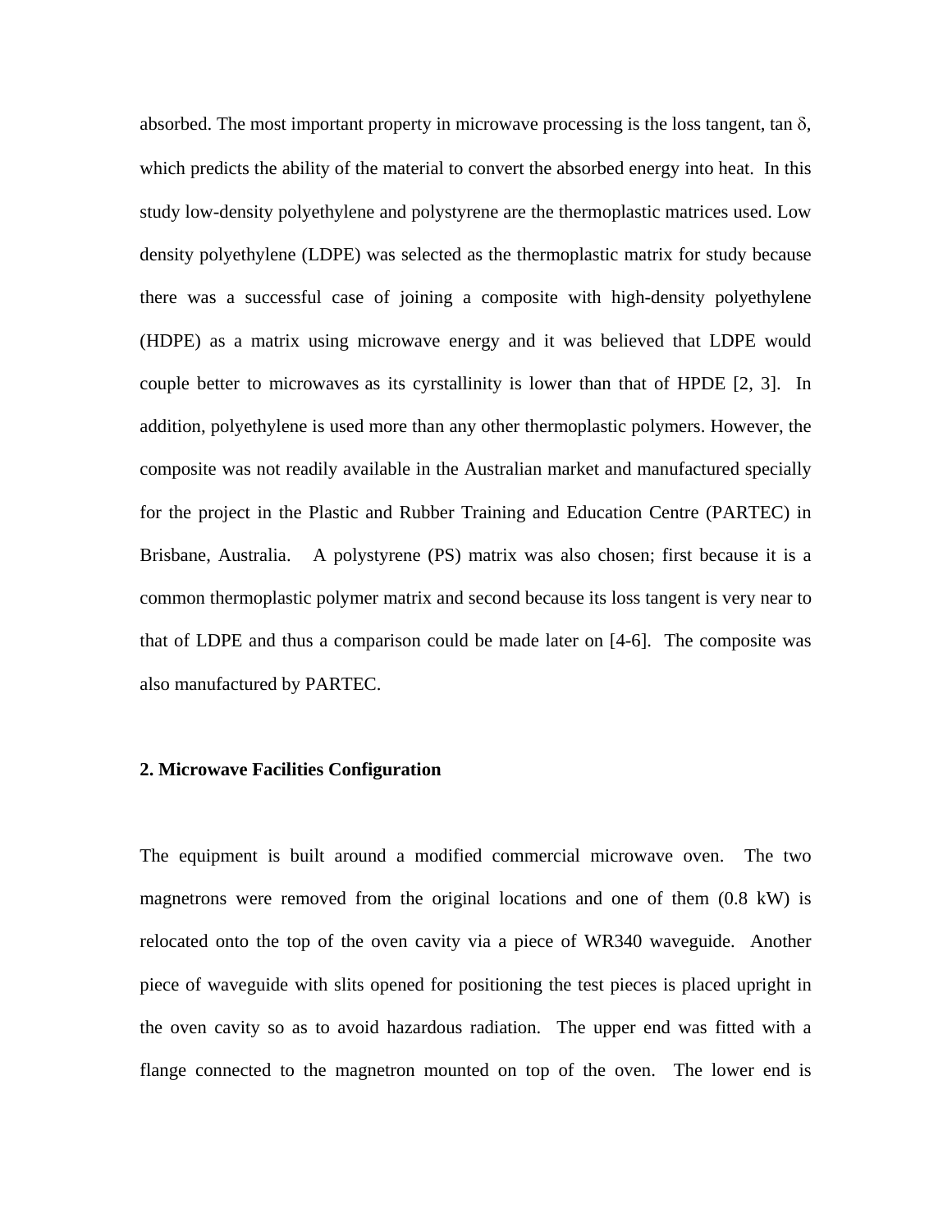absorbed. The most important property in microwave processing is the loss tangent, tan $\delta$, which predicts the ability of the material to convert the absorbed energy into heat. In this study low-density polyethylene and polystyrene are the thermoplastic matrices used. Low density polyethylene (LDPE) was selected as the thermoplastic matrix for study because there was a successful case of joining a composite with high-density polyethylene (HDPE) as a matrix using microwave energy and it was believed that LDPE would couple better to microwaves as its cyrstallinity is lower than that of HPDE [2, 3]. In addition, polyethylene is used more than any other thermoplastic polymers. However, the composite was not readily available in the Australian market and manufactured specially for the project in the Plastic and Rubber Training and Education Centre (PARTEC) in Brisbane, Australia. A polystyrene (PS) matrix was also chosen; first because it is a common thermoplastic polymer matrix and second because its loss tangent is very near to that of LDPE and thus a comparison could be made later on [4-6]. The composite was also manufactured by PARTEC.

## 2. Microwave Facilities Configuration

The equipment is built around a modified commercial microwave oven. The two magnetrons were removed from the original locations and one of them (0.8 kW) is relocated onto the top of the oven cavity via a piece of WR340 waveguide. Another piece of waveguide with slits opened for positioning the test pieces is placed upright in the oven cavity so as to avoid hazardous radiation. The upper end was fitted with a flange connected to the magnetron mounted on top of the oven. The lower end is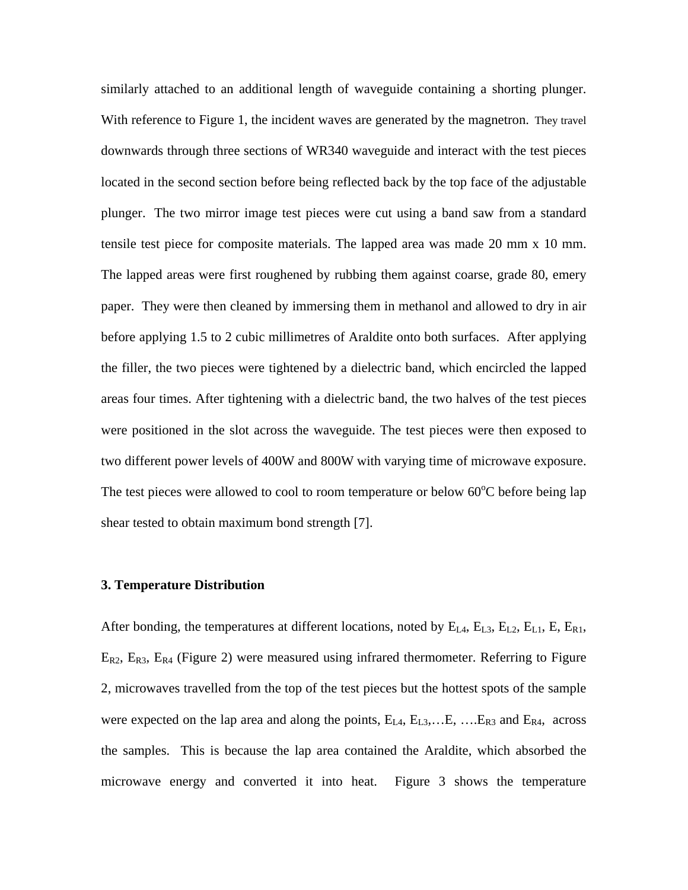similarly attached to an additional length of waveguide containing a shorting plunger. With reference to Figure 1, the incident waves are generated by the magnetron. They travel downwards through three sections of WR340 waveguide and interact with the test pieces located in the second section before being reflected back by the top face of the adjustable plunger. The two mirror image test pieces were cut using a band saw from a standard tensile test piece for composite materials. The lapped area was made 20 mm x 10 mm. The lapped areas were first roughened by rubbing them against coarse, grade 80, emery paper. They were then cleaned by immersing them in methanol and allowed to dry in air before applying 1.5 to 2 cubic millimetres of Araldite onto both surfaces. After applying the filler, the two pieces were tightened by a dielectric band, which encircled the lapped areas four times. After tightening with a dielectric band, the two halves of the test pieces were positioned in the slot across the waveguide. The test pieces were then exposed to two different power levels of 400W and 800W with varying time of microwave exposure. The test pieces were allowed to cool to room temperature or below 60$^{o}$C before being lap shear tested to obtain maximum bond strength [7].

### 3. Temperature Distribution

After bonding, the temperatures at different locations, noted by $E_{L4}$, $E_{L3}$, $E_{L2}$, $E_{L1}$, E, $E_{R1}$, $E_{R2}$, $E_{R3}$, $E_{R4}$ (Figure 2) were measured using infrared thermometer. Referring to Figure 2, microwaves travelled from the top of the test pieces but the hottest spots of the sample were expected on the lap area and along the points, $E_{L4}$, $E_{L3}$,…E, ….$E_{R3}$ and $E_{R4}$, across the samples. This is because the lap area contained the Araldite, which absorbed the microwave energy and converted it into heat. Figure 3 shows the temperature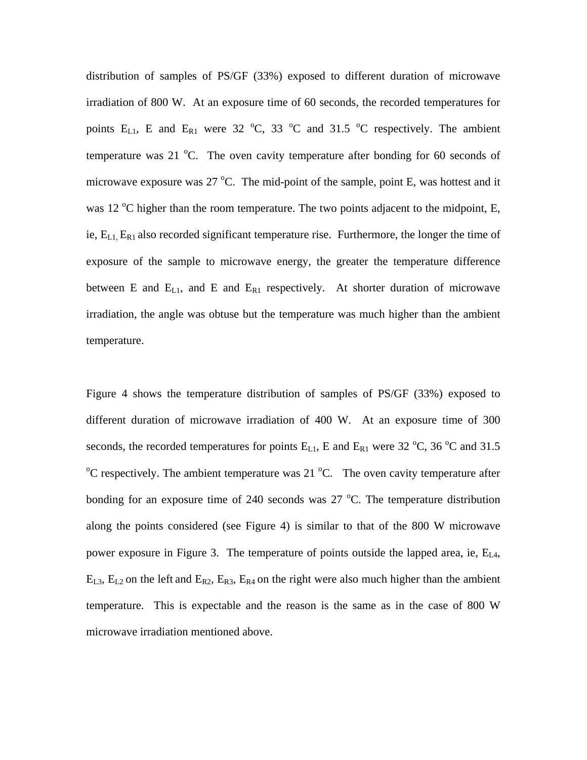distribution of samples of PS/GF (33%) exposed to different duration of microwave irradiation of 800 W. At an exposure time of 60 seconds, the recorded temperatures for points $E_{L1}$, E and $E_{R1}$ were 32 $^{o}$C, 33 $^{o}$C and 31.5 $^{o}$C respectively. The ambient temperature was 21 $^{o}$C. The oven cavity temperature after bonding for 60 seconds of microwave exposure was 27 $^{o}$C. The mid-point of the sample, point E, was hottest and it was 12 $^{o}$C higher than the room temperature. The two points adjacent to the midpoint, E, ie, $E_{L1,}$ $E_{R1}$ also recorded significant temperature rise. Furthermore, the longer the time of exposure of the sample to microwave energy, the greater the temperature difference between E and $E_{L1}$, and E and $E_{R1}$ respectively. At shorter duration of microwave irradiation, the angle was obtuse but the temperature was much higher than the ambient temperature.

Figure 4 shows the temperature distribution of samples of PS/GF (33%) exposed to different duration of microwave irradiation of 400 W. At an exposure time of 300 seconds, the recorded temperatures for points $E_{L1}$, E and $E_{R1}$ were 32 $^{o}$C, 36 $^{o}$C and 31.5 $^{o}$C respectively. The ambient temperature was 21 $^{o}$C. The oven cavity temperature after bonding for an exposure time of 240 seconds was 27 $^{o}$C. The temperature distribution along the points considered (see Figure 4) is similar to that of the 800 W microwave power exposure in Figure 3. The temperature of points outside the lapped area, ie, $E_{L4}$, $E_{L3}$, $E_{L2}$ on the left and $E_{R2}$, $E_{R3}$, $E_{R4}$ on the right were also much higher than the ambient temperature. This is expectable and the reason is the same as in the case of 800 W microwave irradiation mentioned above.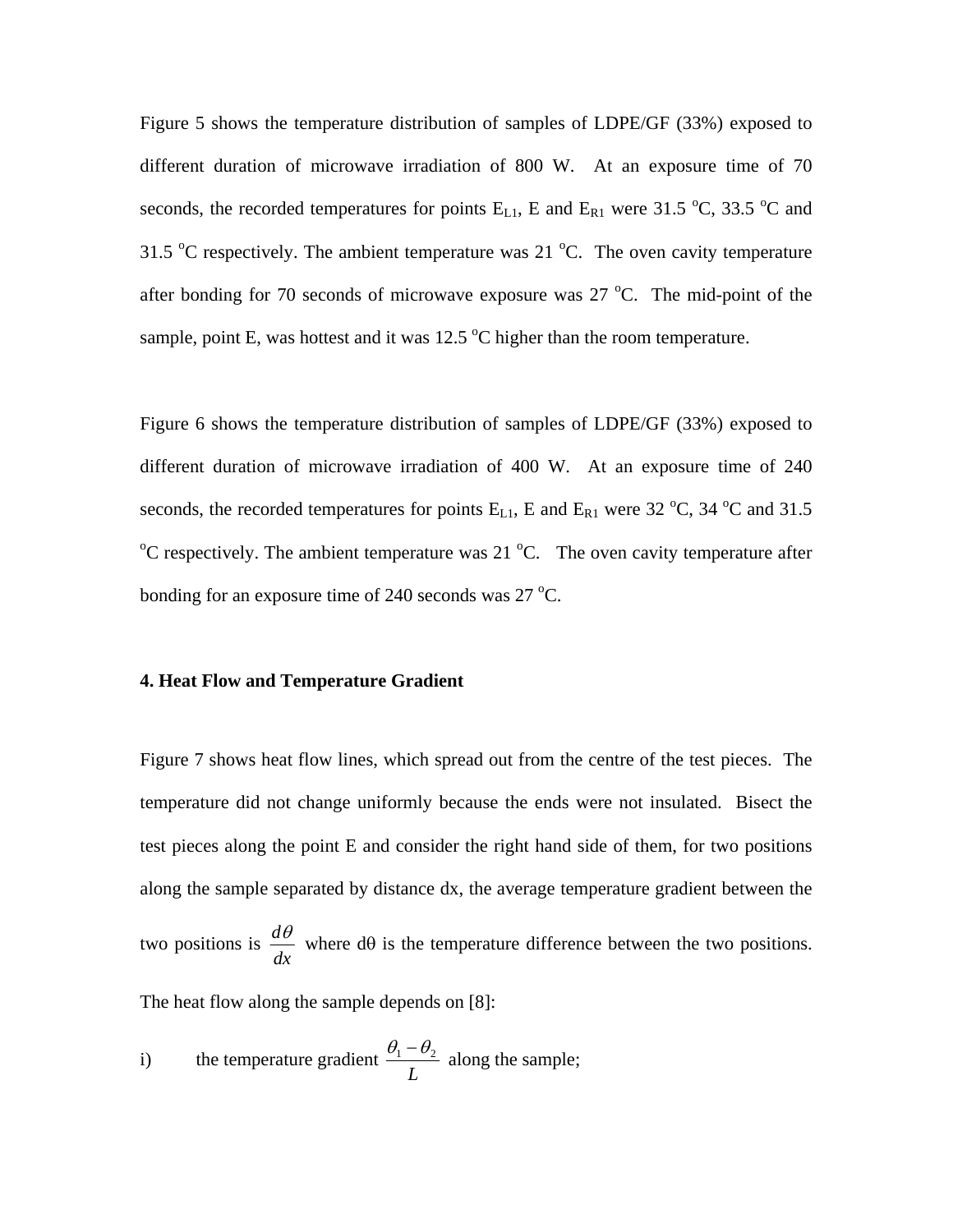Figure 5 shows the temperature distribution of samples of LDPE/GF (33%) exposed to different duration of microwave irradiation of 800 W. At an exposure time of 70 seconds, the recorded temperatures for points $E_{L1}$, E and $E_{R1}$ were 31.5 $^{o}$C, 33.5 $^{o}$C and 31.5 $^{o}$C respectively. The ambient temperature was 21 $^{o}$C. The oven cavity temperature after bonding for 70 seconds of microwave exposure was 27 $^{o}$C. The mid-point of the sample, point E, was hottest and it was 12.5 $^{o}$C higher than the room temperature.

Figure 6 shows the temperature distribution of samples of LDPE/GF (33%) exposed to different duration of microwave irradiation of 400 W. At an exposure time of 240 seconds, the recorded temperatures for points $E_{L1}$, E and $E_{R1}$ were 32 $^{o}$C, 34 $^{o}$C and 31.5 $^{o}$C respectively. The ambient temperature was 21 $^{o}$C. The oven cavity temperature after bonding for an exposure time of 240 seconds was 27 $^{o}$C.

## 4. Heat Flow and Temperature Gradient

Figure 7 shows heat flow lines, which spread out from the centre of the test pieces. The temperature did not change uniformly because the ends were not insulated. Bisect the test pieces along the point E and consider the right hand side of them, for two positions along the sample separated by distance dx, the average temperature gradient between the two positions is $\frac{d\theta}{dx}$ where $d\theta$ is the temperature difference between the two positions. The heat flow along the sample depends on [8]:

i) the temperature gradient $\frac{\theta_1 - \theta_2}{L}$ along the sample;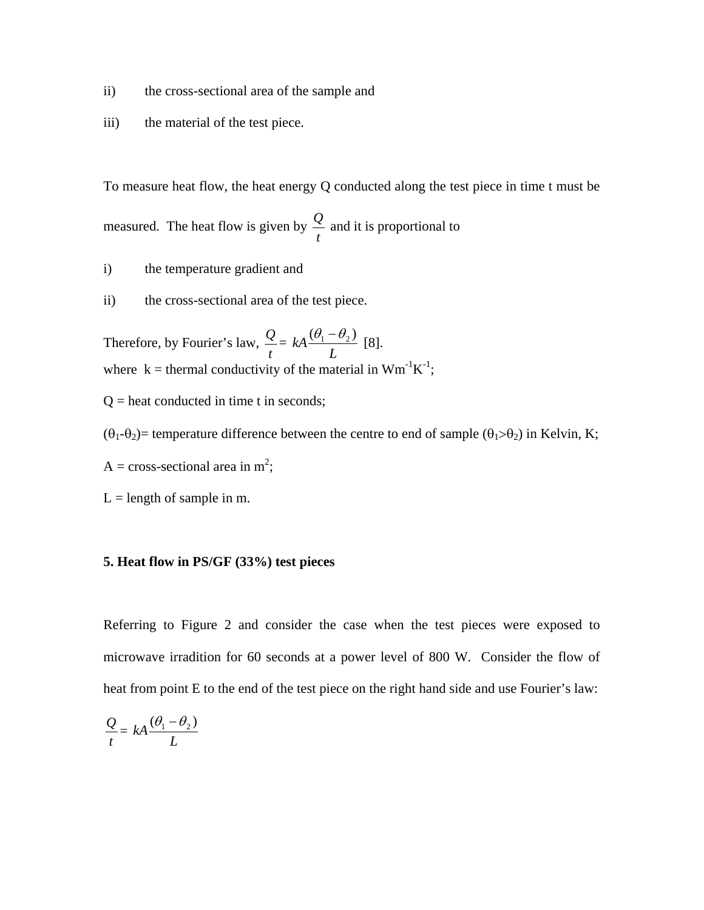ii) the cross-sectional area of the sample and

iii) the material of the test piece.

To measure heat flow, the heat energy Q conducted along the test piece in time t must be measured. The heat flow is given by $\frac{Q}{t}$ and it is proportional to

i) the temperature gradient and

ii) the cross-sectional area of the test piece.

Therefore, by Fourier's law, $\frac{Q}{t} = kA\frac{(\theta_1 - \theta_2)}{L}$ [8].
where k = thermal conductivity of the material in $Wm^{-1}K^{-1}$;

Q = heat conducted in time t in seconds;

$(\theta_1\text{-}\theta_2)$= temperature difference between the centre to end of sample ($\theta_1>\theta_2$) in Kelvin, K;

A = cross-sectional area in $m^2$;

L = length of sample in m.

**5. Heat flow in PS/GF (33%) test pieces**

Referring to Figure 2 and consider the case when the test pieces were exposed to microwave irradition for 60 seconds at a power level of 800 W. Consider the flow of heat from point E to the end of the test piece on the right hand side and use Fourier's law:

$$\frac{Q}{t} = kA\frac{(\theta_1 - \theta_2)}{L}$$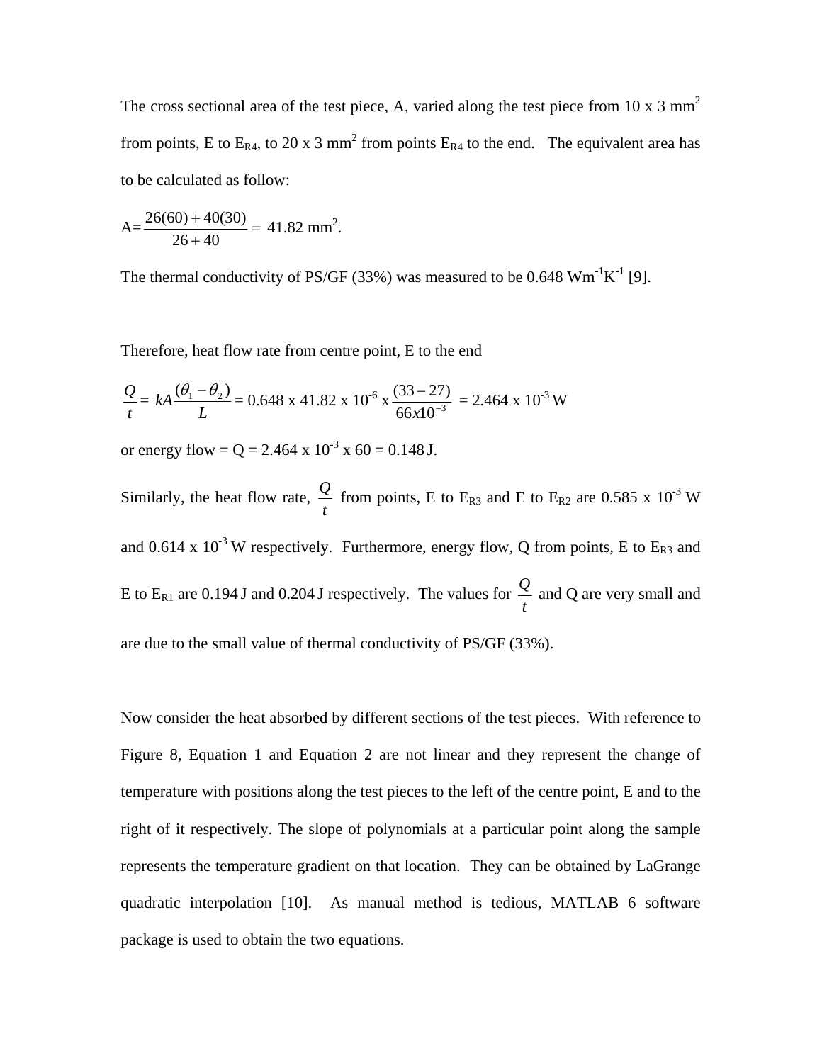The cross sectional area of the test piece, A, varied along the test piece from 10 x 3 mm$^2$ from points, E to $E_{R4}$, to 20 x 3 mm$^2$ from points $E_{R4}$ to the end. The equivalent area has to be calculated as follow:

$$A = \frac{26(60) + 40(30)}{26 + 40} = 41.82 \text{ mm}^2.$$

The thermal conductivity of PS/GF (33%) was measured to be 0.648 Wm$^{-1}$K$^{-1}$ [9].

Therefore, heat flow rate from centre point, E to the end

$$\frac{Q}{t} = kA\frac{(\theta_1 - \theta_2)}{L} = 0.648 \text{ x } 41.82 \text{ x } 10^{-6} \text{ x } \frac{(33 - 27)}{66x10^{-3}} = 2.464 \text{ x } 10^{-3} \text{ W}$$

or energy flow = Q = 2.464 x 10$^{-3}$ x 60 = 0.148 J.

Similarly, the heat flow rate, $\frac{Q}{t}$ from points, E to $E_{R3}$ and E to $E_{R2}$ are 0.585 x 10$^{-3}$ W and 0.614 x 10$^{-3}$ W respectively. Furthermore, energy flow, Q from points, E to $E_{R3}$ and E to $E_{R1}$ are 0.194 J and 0.204 J respectively. The values for $\frac{Q}{t}$ and Q are very small and are due to the small value of thermal conductivity of PS/GF (33%).

Now consider the heat absorbed by different sections of the test pieces. With reference to Figure 8, Equation 1 and Equation 2 are not linear and they represent the change of temperature with positions along the test pieces to the left of the centre point, E and to the right of it respectively. The slope of polynomials at a particular point along the sample represents the temperature gradient on that location. They can be obtained by LaGrange quadratic interpolation [10]. As manual method is tedious, MATLAB 6 software package is used to obtain the two equations.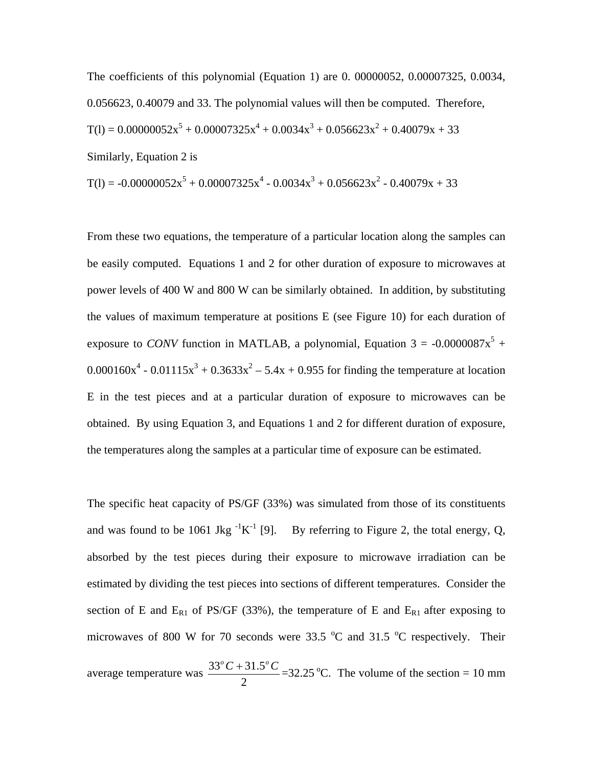The coefficients of this polynomial (Equation 1) are 0. 00000052, 0.00007325, 0.0034, 0.056623, 0.40079 and 33. The polynomial values will then be computed. Therefore,

$T(l) = 0.00000052x^5 + 0.00007325x^4 + 0.0034x^3 + 0.056623x^2 + 0.40079x + 33$

Similarly, Equation 2 is

$T(l) = -0.00000052x^5 + 0.00007325x^4 - 0.0034x^3 + 0.056623x^2 - 0.40079x + 33$

From these two equations, the temperature of a particular location along the samples can be easily computed. Equations 1 and 2 for other duration of exposure to microwaves at power levels of 400 W and 800 W can be similarly obtained. In addition, by substituting the values of maximum temperature at positions E (see Figure 10) for each duration of exposure to *CONV* function in MATLAB, a polynomial, Equation 3 = $-0.0000087x^5 + 0.000160x^4 - 0.01115x^3 + 0.3633x^2 - 5.4x + 0.955$ for finding the temperature at location E in the test pieces and at a particular duration of exposure to microwaves can be obtained. By using Equation 3, and Equations 1 and 2 for different duration of exposure, the temperatures along the samples at a particular time of exposure can be estimated.

The specific heat capacity of PS/GF (33%) was simulated from those of its constituents and was found to be 1061 $\text{Jkg}^{-1}\text{K}^{-1}$ [9]. By referring to Figure 2, the total energy, Q, absorbed by the test pieces during their exposure to microwave irradiation can be estimated by dividing the test pieces into sections of different temperatures. Consider the section of E and $E_{R1}$ of PS/GF (33%), the temperature of E and $E_{R1}$ after exposing to microwaves of 800 W for 70 seconds were 33.5 $^{o}$C and 31.5 $^{o}$C respectively. Their average temperature was $\frac{33^{o}C + 31.5^{o}C}{2}$ =32.25 $^{o}$C. The volume of the section = 10 mm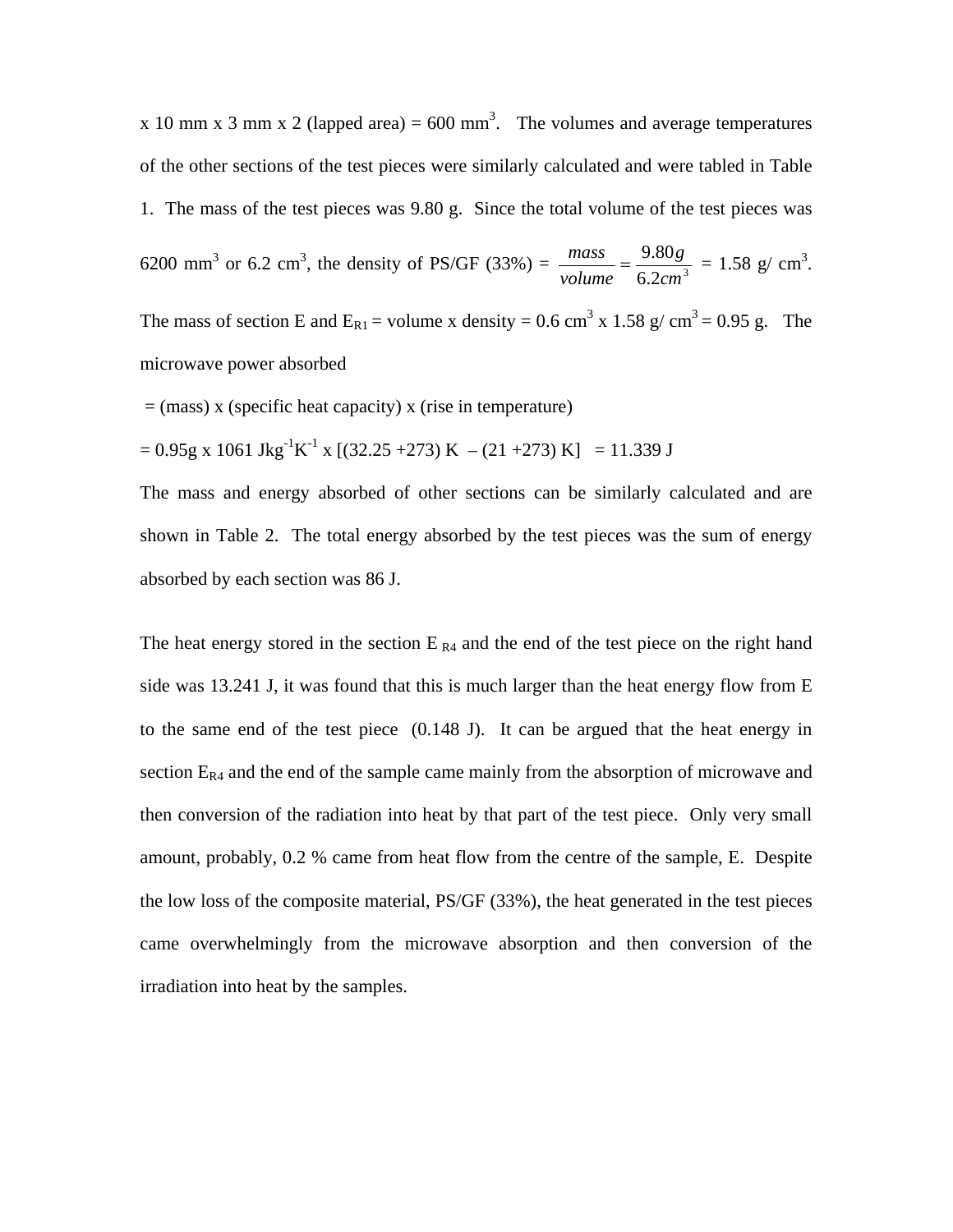x 10 mm x 3 mm x 2 (lapped area) = 600 $mm^3$. The volumes and average temperatures of the other sections of the test pieces were similarly calculated and were tabled in Table 1. The mass of the test pieces was 9.80 g. Since the total volume of the test pieces was 6200 $mm^3$ or 6.2 $cm^3$, the density of PS/GF (33%) = $\frac{mass}{volume} = \frac{9.80g}{6.2cm^3}$ = 1.58 g/ $cm^3$. The mass of section E and $E_{R1}$ = volume x density = 0.6 $cm^3$ x 1.58 g/ $cm^3$ = 0.95 g. The microwave power absorbed

= (mass) x (specific heat capacity) x (rise in temperature)

= 0.95g x 1061 $Jkg^{-1}K^{-1}$ x [(32.25 +273) K – (21 +273) K] = 11.339 J

The mass and energy absorbed of other sections can be similarly calculated and are shown in Table 2. The total energy absorbed by the test pieces was the sum of energy absorbed by each section was 86 J.

The heat energy stored in the section $E_{R4}$ and the end of the test piece on the right hand side was 13.241 J, it was found that this is much larger than the heat energy flow from E to the same end of the test piece (0.148 J). It can be argued that the heat energy in section $E_{R4}$ and the end of the sample came mainly from the absorption of microwave and then conversion of the radiation into heat by that part of the test piece. Only very small amount, probably, 0.2 % came from heat flow from the centre of the sample, E. Despite the low loss of the composite material, PS/GF (33%), the heat generated in the test pieces came overwhelmingly from the microwave absorption and then conversion of the irradiation into heat by the samples.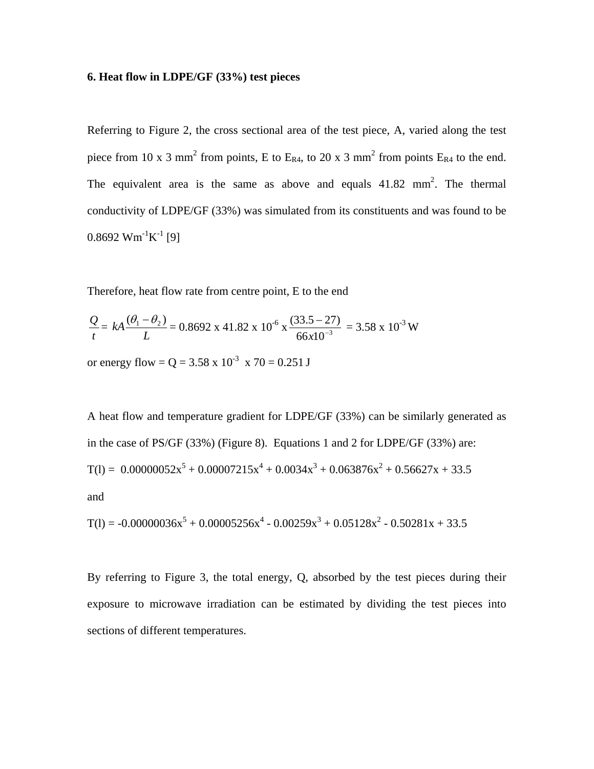**6. Heat flow in LDPE/GF (33%) test pieces**

Referring to Figure 2, the cross sectional area of the test piece, A, varied along the test piece from 10 x 3 $mm^2$ from points, E to $E_{R4}$, to 20 x 3 $mm^2$ from points $E_{R4}$ to the end. The equivalent area is the same as above and equals 41.82 $mm^2$. The thermal conductivity of LDPE/GF (33%) was simulated from its constituents and was found to be 0.8692 $Wm^{-1}K^{-1}$ [9]

Therefore, heat flow rate from centre point, E to the end

$$\frac{Q}{t} = kA\frac{(\theta_1 - \theta_2)}{L} = 0.8692 \times 41.82 \times 10^{-6} \times \frac{(33.5 - 27)}{66x10^{-3}} = 3.58 \times 10^{-3}\ \text{W}$$

or energy flow = Q = 3.58 x $10^{-3}$ x 70 = 0.251 J

A heat flow and temperature gradient for LDPE/GF (33%) can be similarly generated as in the case of PS/GF (33%) (Figure 8). Equations 1 and 2 for LDPE/GF (33%) are:

$$T(l) = 0.00000052x^5 + 0.00007215x^4 + 0.0034x^3 + 0.063876x^2 + 0.56627x + 33.5$$

and

$$T(l) = -0.00000036x^5 + 0.00005256x^4 - 0.00259x^3 + 0.05128x^2 - 0.50281x + 33.5$$

By referring to Figure 3, the total energy, Q, absorbed by the test pieces during their exposure to microwave irradiation can be estimated by dividing the test pieces into sections of different temperatures.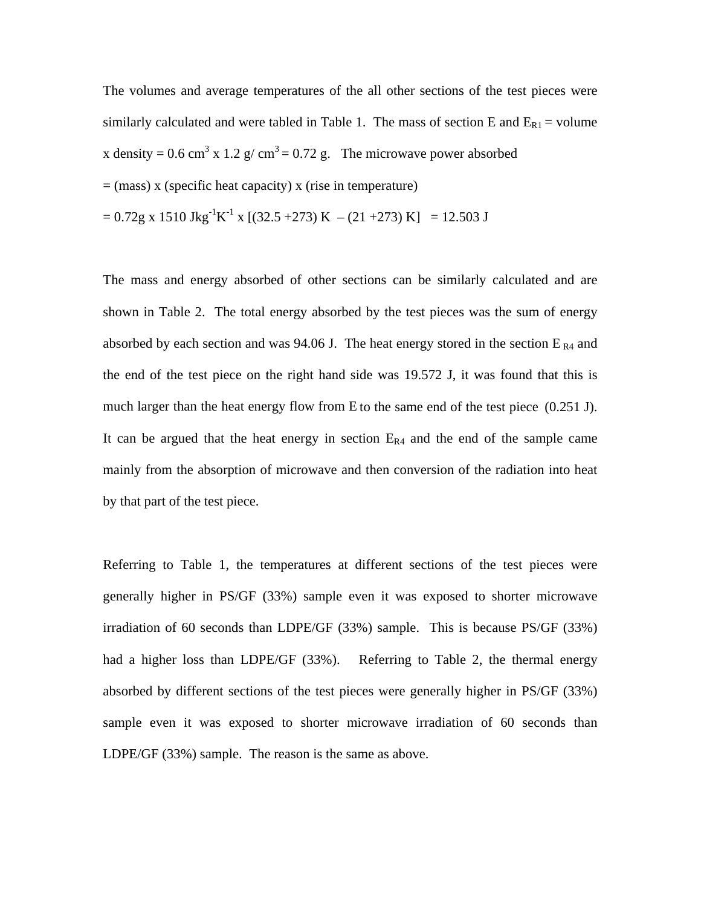The volumes and average temperatures of the all other sections of the test pieces were similarly calculated and were tabled in Table 1. The mass of section E and $E_{R1}$ = volume x density = 0.6 $cm^3$ x 1.2 g/ $cm^3$ = 0.72 g. The microwave power absorbed

= (mass) x (specific heat capacity) x (rise in temperature)

= 0.72g x 1510 $Jkg^{-1}K^{-1}$ x [(32.5 +273) K – (21 +273) K] = 12.503 J

The mass and energy absorbed of other sections can be similarly calculated and are shown in Table 2. The total energy absorbed by the test pieces was the sum of energy absorbed by each section and was 94.06 J. The heat energy stored in the section $E_{R4}$ and the end of the test piece on the right hand side was 19.572 J, it was found that this is much larger than the heat energy flow from E to the same end of the test piece (0.251 J). It can be argued that the heat energy in section $E_{R4}$ and the end of the sample came mainly from the absorption of microwave and then conversion of the radiation into heat by that part of the test piece.

Referring to Table 1, the temperatures at different sections of the test pieces were generally higher in PS/GF (33%) sample even it was exposed to shorter microwave irradiation of 60 seconds than LDPE/GF (33%) sample. This is because PS/GF (33%) had a higher loss than LDPE/GF (33%). Referring to Table 2, the thermal energy absorbed by different sections of the test pieces were generally higher in PS/GF (33%) sample even it was exposed to shorter microwave irradiation of 60 seconds than LDPE/GF (33%) sample. The reason is the same as above.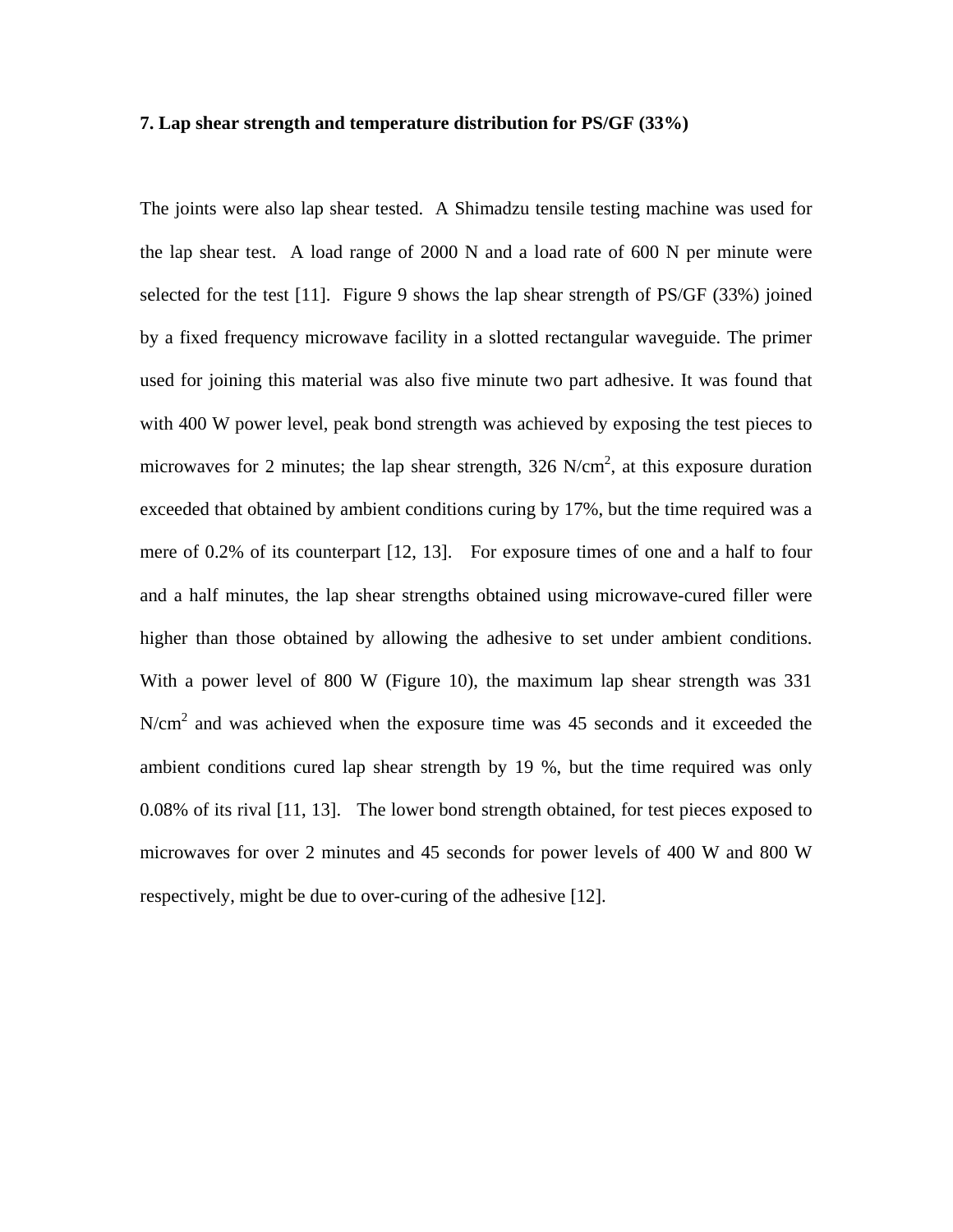**7. Lap shear strength and temperature distribution for PS/GF (33%)**

The joints were also lap shear tested. A Shimadzu tensile testing machine was used for the lap shear test. A load range of 2000 N and a load rate of 600 N per minute were selected for the test [11]. Figure 9 shows the lap shear strength of PS/GF (33%) joined by a fixed frequency microwave facility in a slotted rectangular waveguide. The primer used for joining this material was also five minute two part adhesive. It was found that with 400 W power level, peak bond strength was achieved by exposing the test pieces to microwaves for 2 minutes; the lap shear strength, 326 N/cm$^2$, at this exposure duration exceeded that obtained by ambient conditions curing by 17%, but the time required was a mere of 0.2% of its counterpart [12, 13]. For exposure times of one and a half to four and a half minutes, the lap shear strengths obtained using microwave-cured filler were higher than those obtained by allowing the adhesive to set under ambient conditions. With a power level of 800 W (Figure 10), the maximum lap shear strength was 331 N/cm$^2$ and was achieved when the exposure time was 45 seconds and it exceeded the ambient conditions cured lap shear strength by 19 %, but the time required was only 0.08% of its rival [11, 13]. The lower bond strength obtained, for test pieces exposed to microwaves for over 2 minutes and 45 seconds for power levels of 400 W and 800 W respectively, might be due to over-curing of the adhesive [12].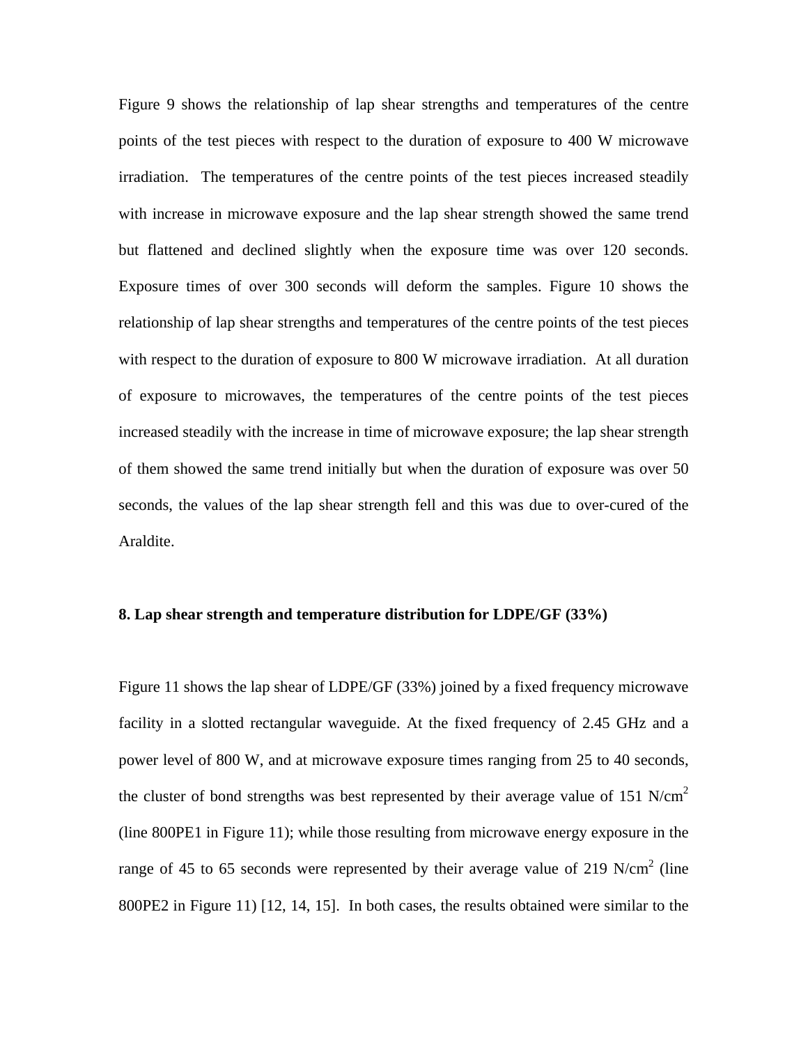Figure 9 shows the relationship of lap shear strengths and temperatures of the centre points of the test pieces with respect to the duration of exposure to 400 W microwave irradiation. The temperatures of the centre points of the test pieces increased steadily with increase in microwave exposure and the lap shear strength showed the same trend but flattened and declined slightly when the exposure time was over 120 seconds. Exposure times of over 300 seconds will deform the samples. Figure 10 shows the relationship of lap shear strengths and temperatures of the centre points of the test pieces with respect to the duration of exposure to 800 W microwave irradiation. At all duration of exposure to microwaves, the temperatures of the centre points of the test pieces increased steadily with the increase in time of microwave exposure; the lap shear strength of them showed the same trend initially but when the duration of exposure was over 50 seconds, the values of the lap shear strength fell and this was due to over-cured of the Araldite.

**8. Lap shear strength and temperature distribution for LDPE/GF (33%)**

Figure 11 shows the lap shear of LDPE/GF (33%) joined by a fixed frequency microwave facility in a slotted rectangular waveguide. At the fixed frequency of 2.45 GHz and a power level of 800 W, and at microwave exposure times ranging from 25 to 40 seconds, the cluster of bond strengths was best represented by their average value of 151 N/cm$^2$ (line 800PE1 in Figure 11); while those resulting from microwave energy exposure in the range of 45 to 65 seconds were represented by their average value of 219 N/cm$^2$ (line 800PE2 in Figure 11) [12, 14, 15]. In both cases, the results obtained were similar to the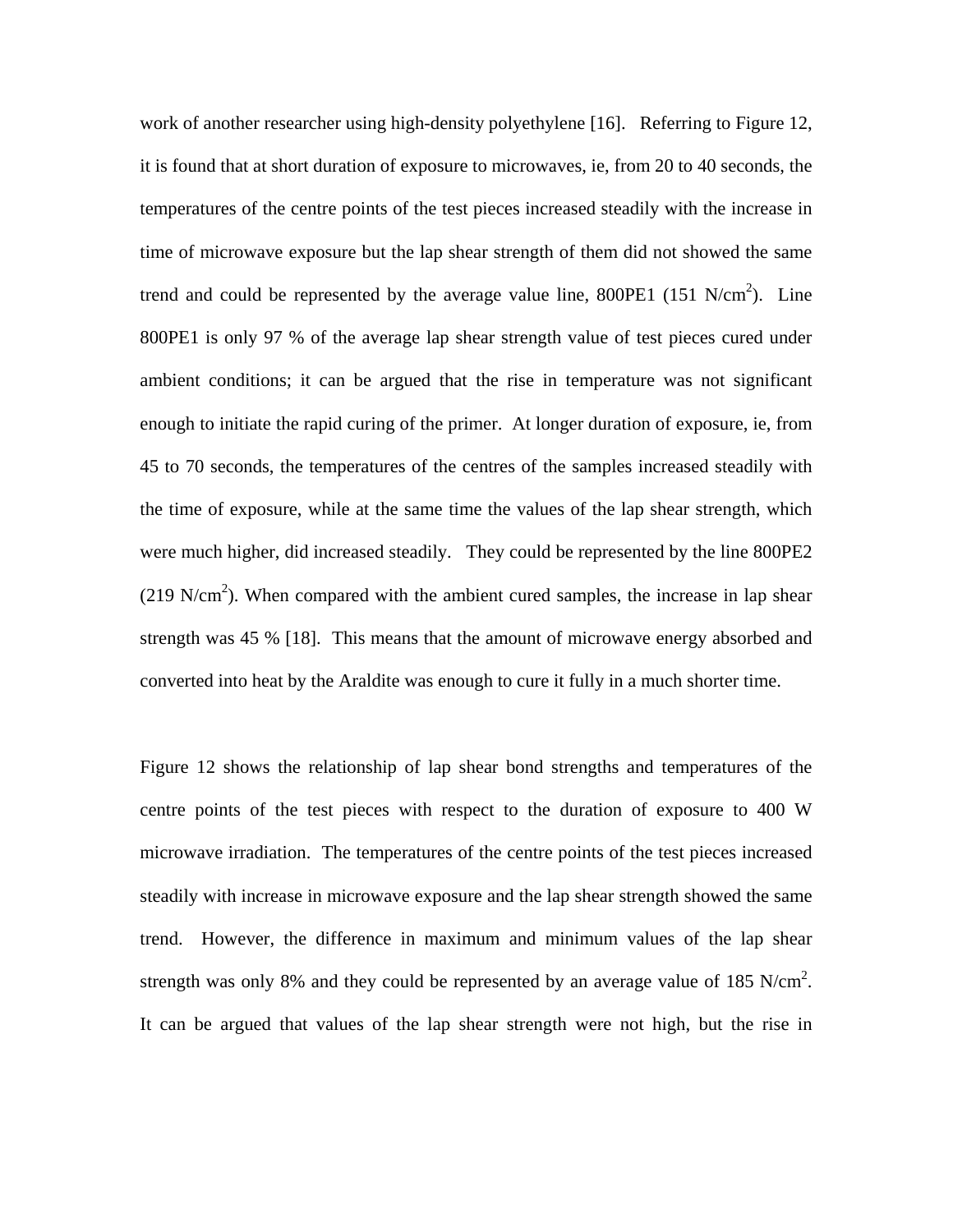work of another researcher using high-density polyethylene [16]. Referring to Figure 12, it is found that at short duration of exposure to microwaves, ie, from 20 to 40 seconds, the temperatures of the centre points of the test pieces increased steadily with the increase in time of microwave exposure but the lap shear strength of them did not showed the same trend and could be represented by the average value line, 800PE1 (151 N/cm$^2$). Line 800PE1 is only 97 % of the average lap shear strength value of test pieces cured under ambient conditions; it can be argued that the rise in temperature was not significant enough to initiate the rapid curing of the primer. At longer duration of exposure, ie, from 45 to 70 seconds, the temperatures of the centres of the samples increased steadily with the time of exposure, while at the same time the values of the lap shear strength, which were much higher, did increased steadily. They could be represented by the line 800PE2 (219 N/cm$^2$). When compared with the ambient cured samples, the increase in lap shear strength was 45 % [18]. This means that the amount of microwave energy absorbed and converted into heat by the Araldite was enough to cure it fully in a much shorter time.

Figure 12 shows the relationship of lap shear bond strengths and temperatures of the centre points of the test pieces with respect to the duration of exposure to 400 W microwave irradiation. The temperatures of the centre points of the test pieces increased steadily with increase in microwave exposure and the lap shear strength showed the same trend. However, the difference in maximum and minimum values of the lap shear strength was only 8% and they could be represented by an average value of 185 N/cm$^2$. It can be argued that values of the lap shear strength were not high, but the rise in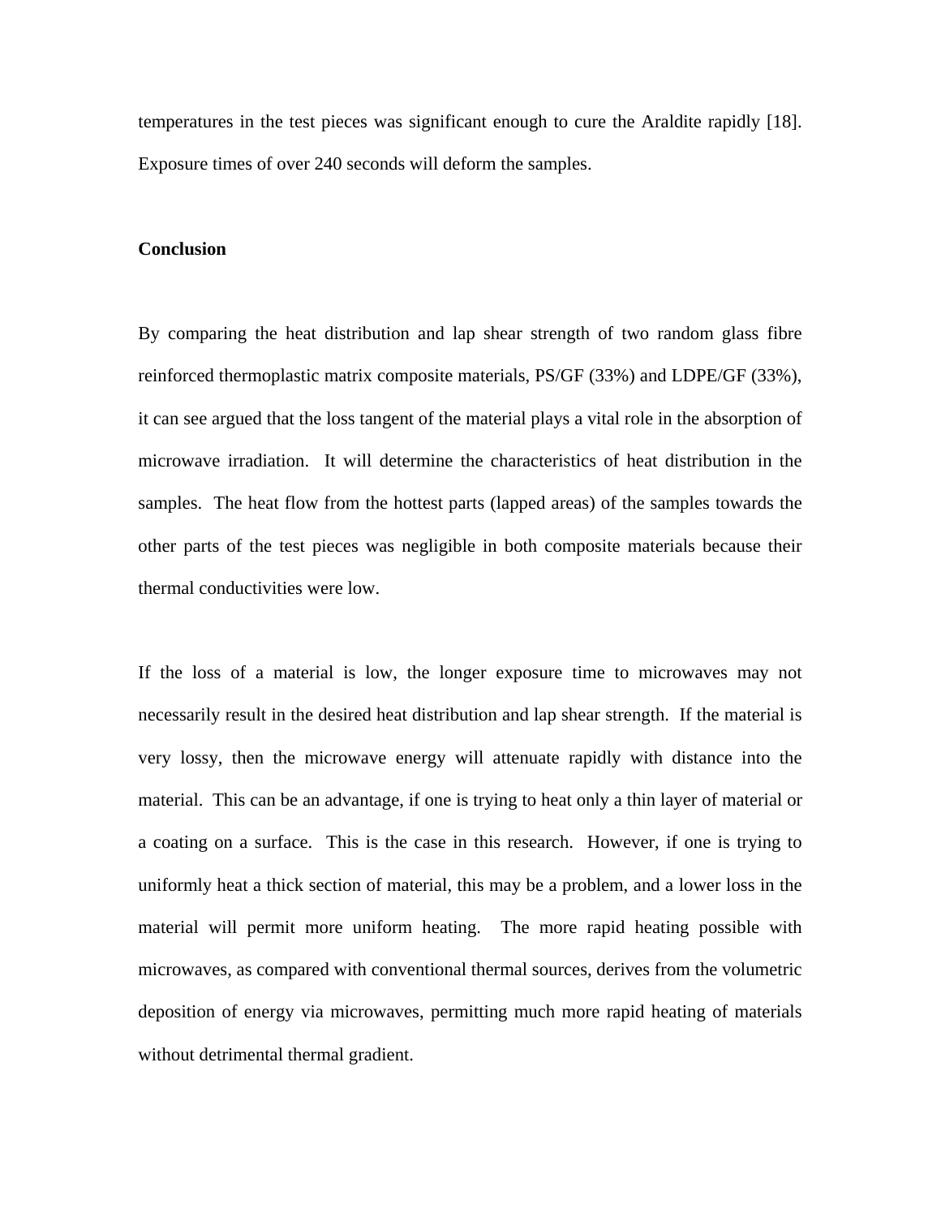temperatures in the test pieces was significant enough to cure the Araldite rapidly [18]. Exposure times of over 240 seconds will deform the samples.

## Conclusion

By comparing the heat distribution and lap shear strength of two random glass fibre reinforced thermoplastic matrix composite materials, PS/GF (33%) and LDPE/GF (33%), it can see argued that the loss tangent of the material plays a vital role in the absorption of microwave irradiation. It will determine the characteristics of heat distribution in the samples. The heat flow from the hottest parts (lapped areas) of the samples towards the other parts of the test pieces was negligible in both composite materials because their thermal conductivities were low.

If the loss of a material is low, the longer exposure time to microwaves may not necessarily result in the desired heat distribution and lap shear strength. If the material is very lossy, then the microwave energy will attenuate rapidly with distance into the material. This can be an advantage, if one is trying to heat only a thin layer of material or a coating on a surface. This is the case in this research. However, if one is trying to uniformly heat a thick section of material, this may be a problem, and a lower loss in the material will permit more uniform heating. The more rapid heating possible with microwaves, as compared with conventional thermal sources, derives from the volumetric deposition of energy via microwaves, permitting much more rapid heating of materials without detrimental thermal gradient.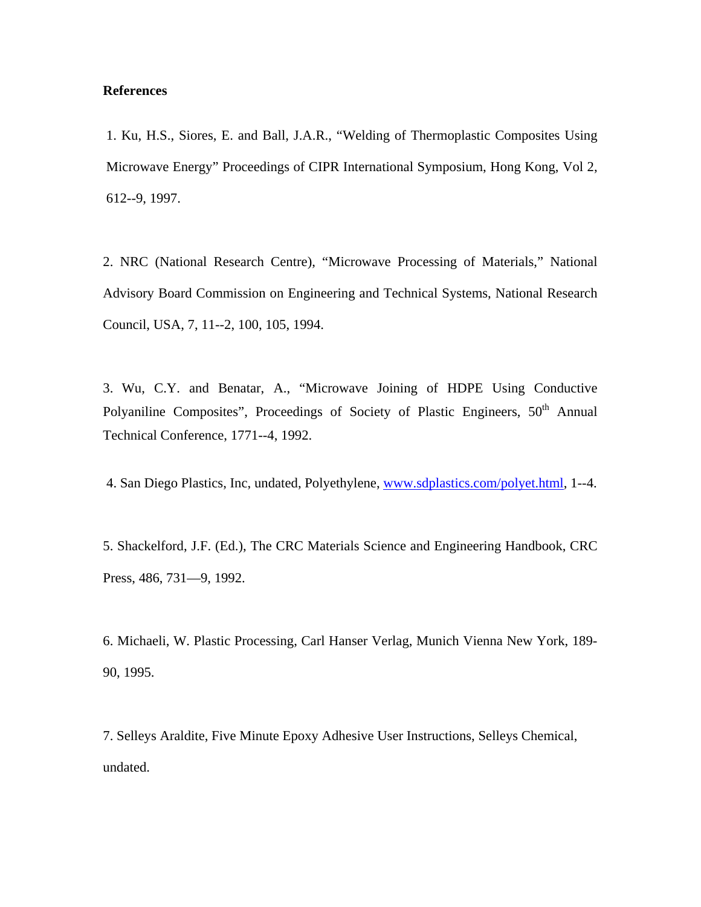**References**

1. Ku, H.S., Siores, E. and Ball, J.A.R., "Welding of Thermoplastic Composites Using Microwave Energy" Proceedings of CIPR International Symposium, Hong Kong, Vol 2, 612--9, 1997.

2. NRC (National Research Centre), "Microwave Processing of Materials," National Advisory Board Commission on Engineering and Technical Systems, National Research Council, USA, 7, 11--2, 100, 105, 1994.

3. Wu, C.Y. and Benatar, A., "Microwave Joining of HDPE Using Conductive Polyaniline Composites", Proceedings of Society of Plastic Engineers, 50th Annual Technical Conference, 1771--4, 1992.

4. San Diego Plastics, Inc, undated, Polyethylene, www.sdplastics.com/polyet.html, 1--4.

5. Shackelford, J.F. (Ed.), The CRC Materials Science and Engineering Handbook, CRC Press, 486, 731—9, 1992.

6. Michaeli, W. Plastic Processing, Carl Hanser Verlag, Munich Vienna New York, 189-90, 1995.

7. Selleys Araldite, Five Minute Epoxy Adhesive User Instructions, Selleys Chemical, undated.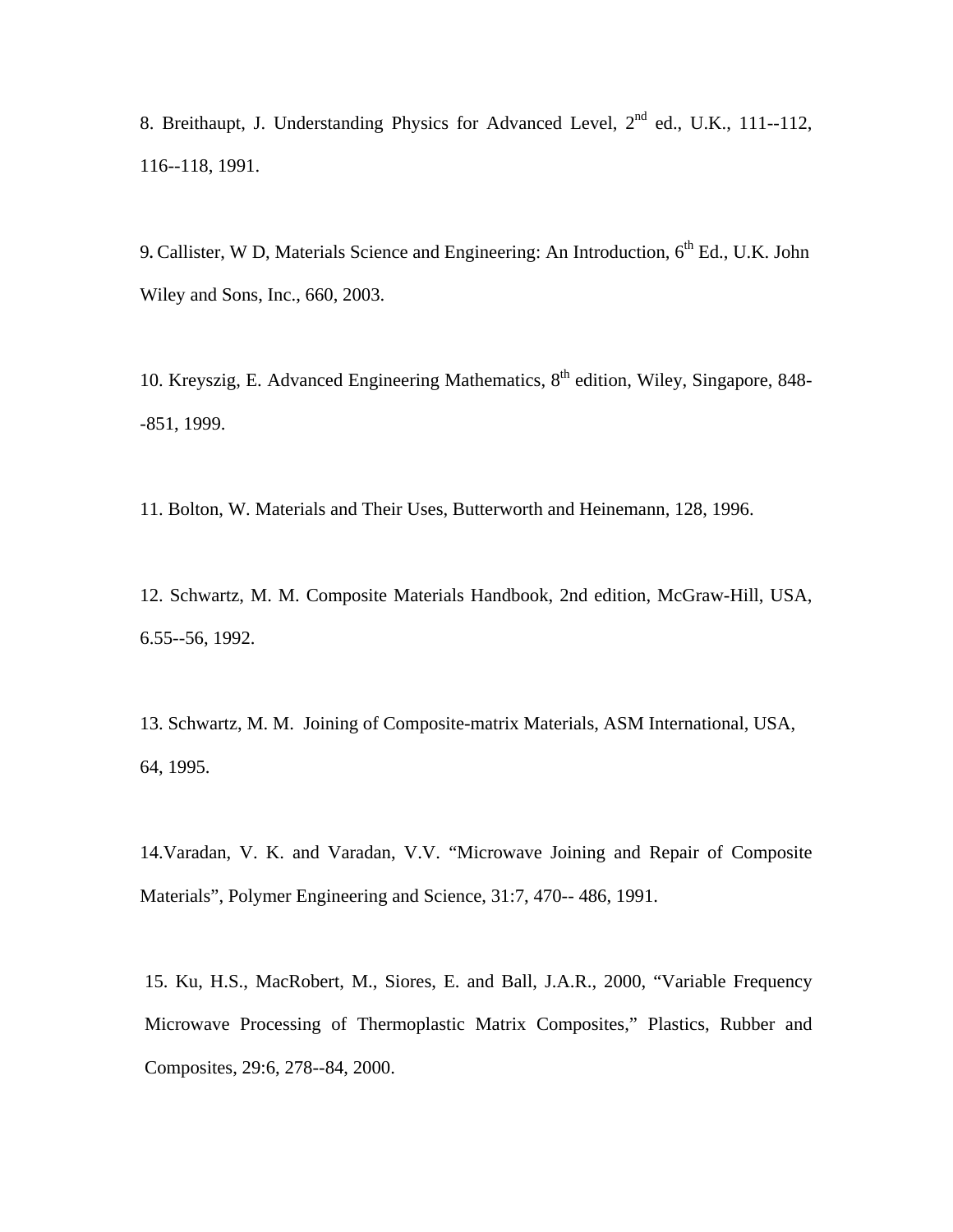8. Breithaupt, J. Understanding Physics for Advanced Level, 2nd ed., U.K., 111--112, 116--118, 1991.

9. Callister, W D, Materials Science and Engineering: An Introduction, 6th Ed., U.K. John Wiley and Sons, Inc., 660, 2003.

10. Kreyszig, E. Advanced Engineering Mathematics, 8th edition, Wiley, Singapore, 848--851, 1999.

11. Bolton, W. Materials and Their Uses, Butterworth and Heinemann, 128, 1996.

12. Schwartz, M. M. Composite Materials Handbook, 2nd edition, McGraw-Hill, USA, 6.55--56, 1992.

13. Schwartz, M. M. Joining of Composite-matrix Materials, ASM International, USA, 64, 1995.

14. Varadan, V. K. and Varadan, V.V. "Microwave Joining and Repair of Composite Materials", Polymer Engineering and Science, 31:7, 470-- 486, 1991.

15. Ku, H.S., MacRobert, M., Siores, E. and Ball, J.A.R., 2000, "Variable Frequency Microwave Processing of Thermoplastic Matrix Composites," Plastics, Rubber and Composites, 29:6, 278--84, 2000.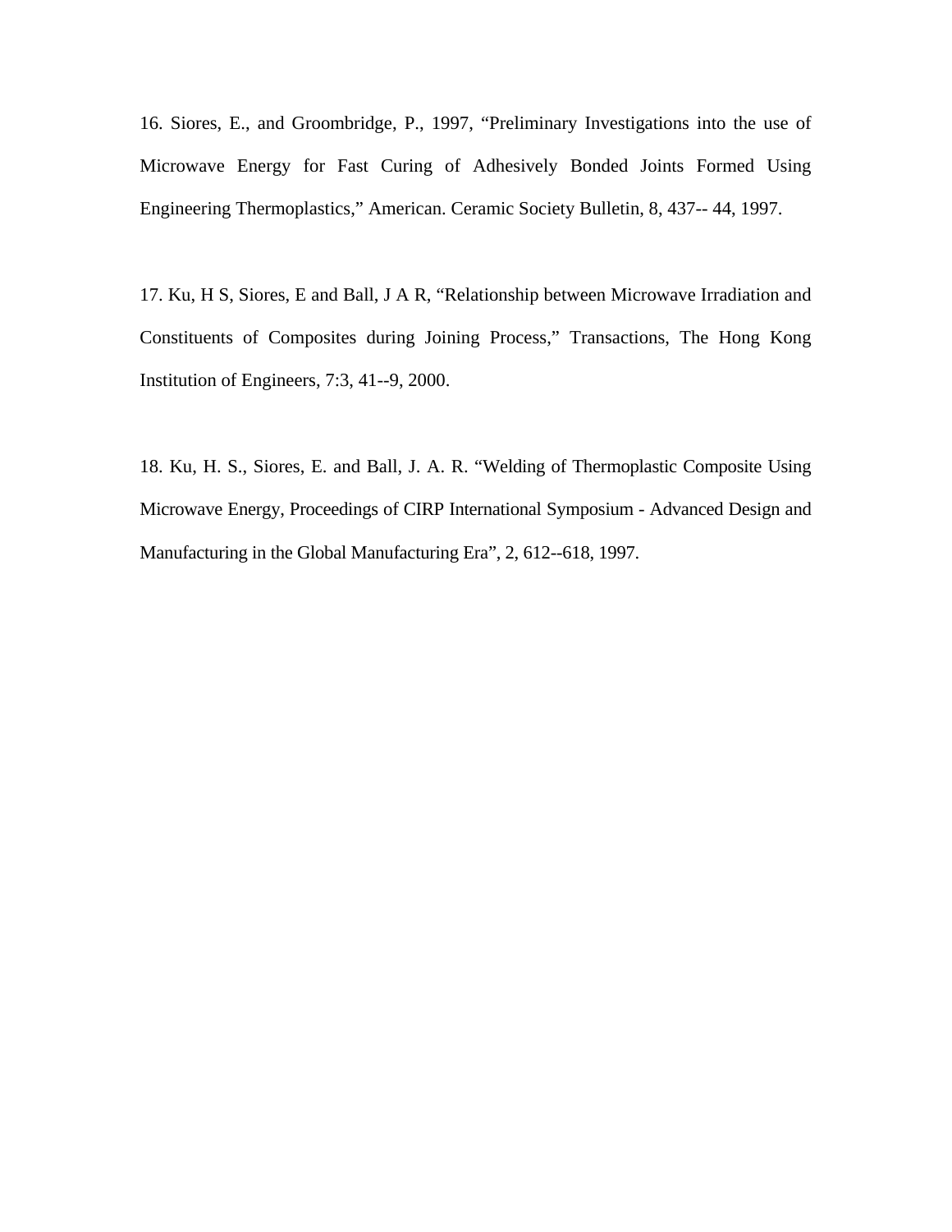16. Siores, E., and Groombridge, P., 1997, “Preliminary Investigations into the use of Microwave Energy for Fast Curing of Adhesively Bonded Joints Formed Using Engineering Thermoplastics,” American. Ceramic Society Bulletin, 8, 437-- 44, 1997.

17. Ku, H S, Siores, E and Ball, J A R, “Relationship between Microwave Irradiation and Constituents of Composites during Joining Process,” Transactions, The Hong Kong Institution of Engineers, 7:3, 41--9, 2000.

18. Ku, H. S., Siores, E. and Ball, J. A. R. “Welding of Thermoplastic Composite Using Microwave Energy, Proceedings of CIRP International Symposium - Advanced Design and Manufacturing in the Global Manufacturing Era”, 2, 612--618, 1997.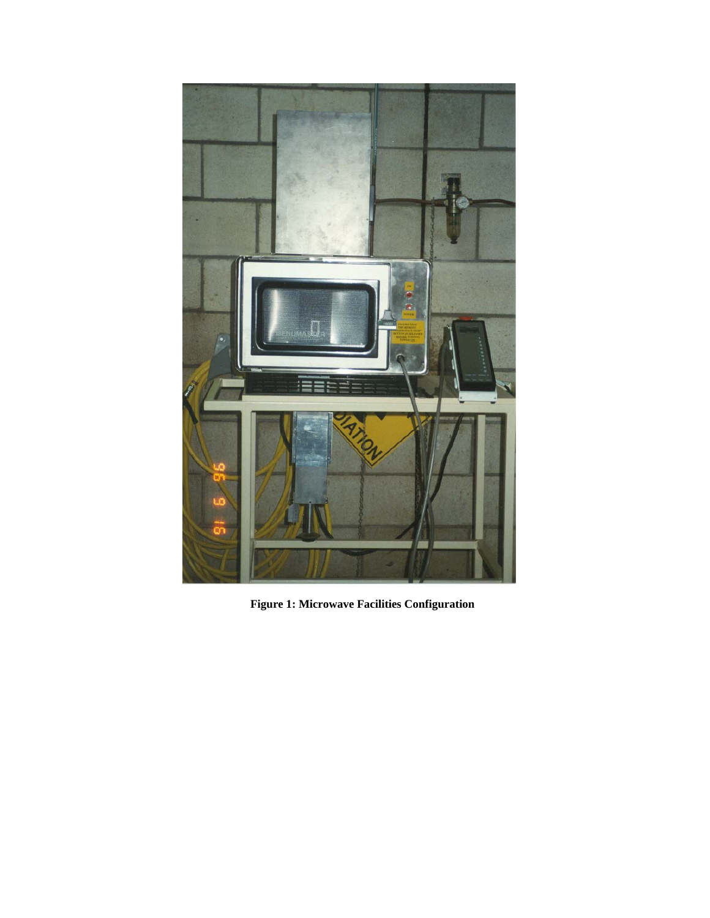**Figure 1: Microwave Facilities Configuration**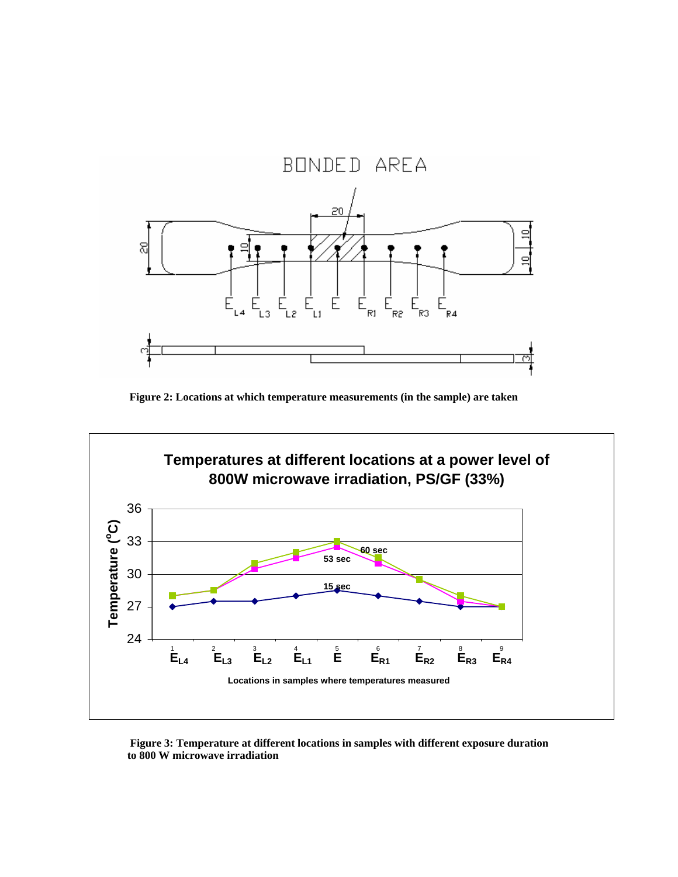Figure 2: Locations at which temperature measurements (in the sample) are taken

Figure 3: Temperature at different locations in samples with different exposure duration to 800 W microwave irradiation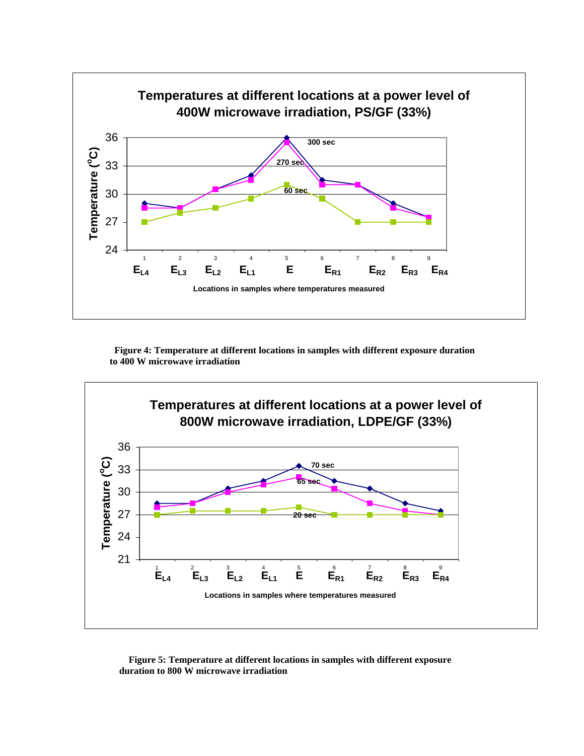**Temperatures at different locations at a power level of 400W microwave irradiation, PS/GF (33%)**

**Figure 4: Temperature at different locations in samples with different exposure duration to 400 W microwave irradiation**

**Temperatures at different locations at a power level of 800W microwave irradiation, LDPE/GF (33%)**

**Figure 5: Temperature at different locations in samples with different exposure duration to 800 W microwave irradiation**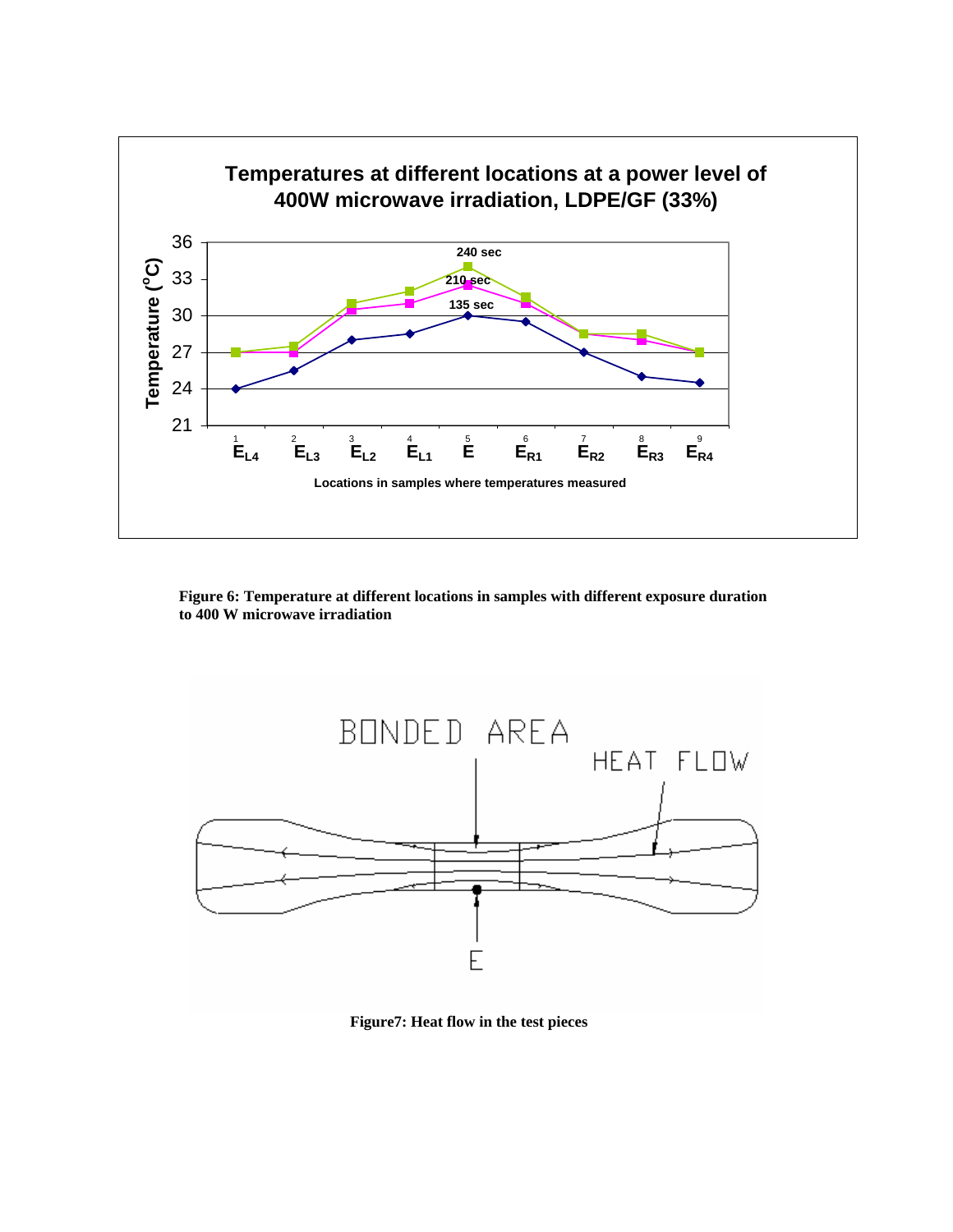Figure 6: Temperature at different locations in samples with different exposure duration to 400 W microwave irradiation

Figure7: Heat flow in the test pieces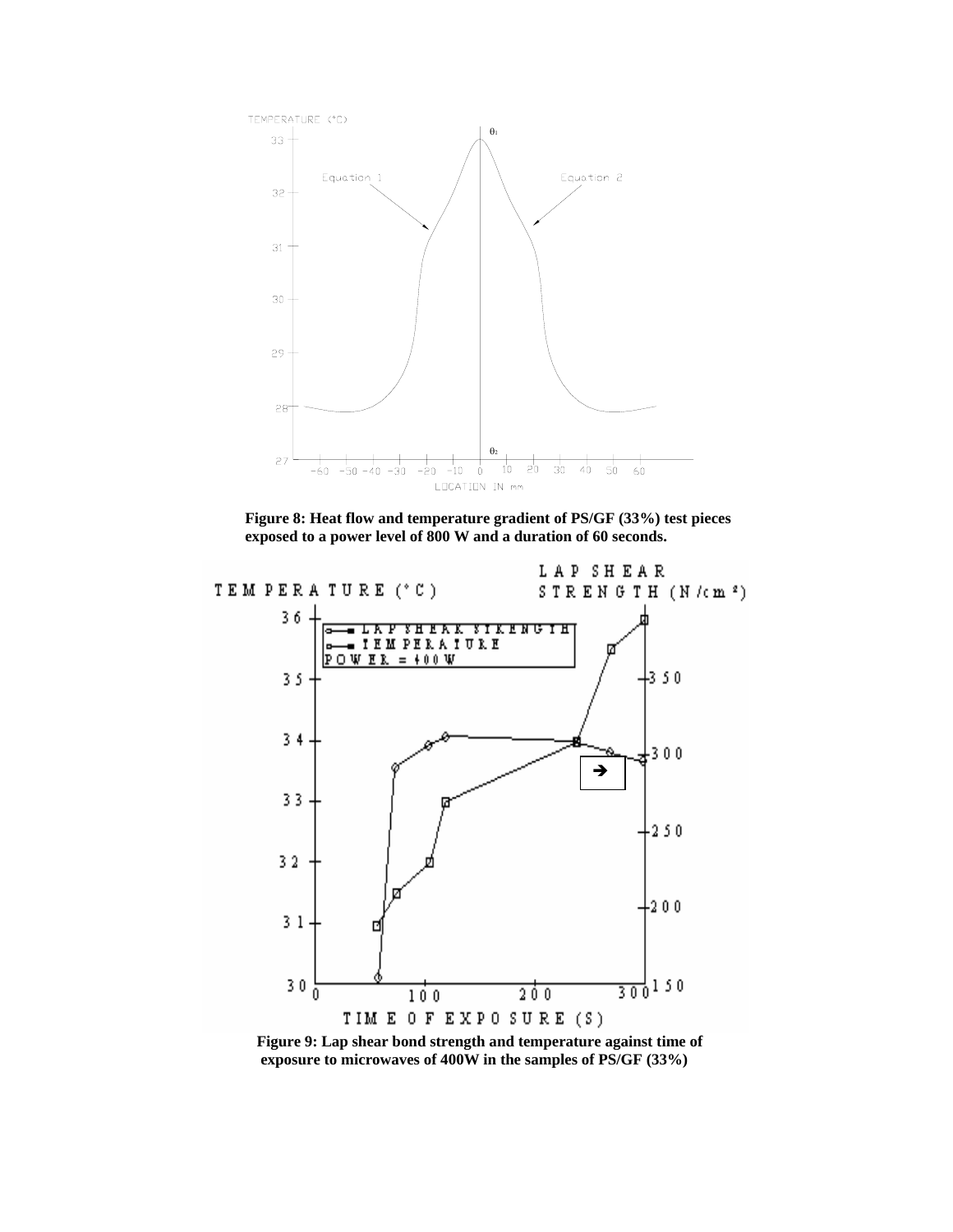**Figure 8: Heat flow and temperature gradient of PS/GF (33%) test pieces exposed to a power level of 800 W and a duration of 60 seconds.**

**Figure 9: Lap shear bond strength and temperature against time of exposure to microwaves of 400W in the samples of PS/GF (33%)**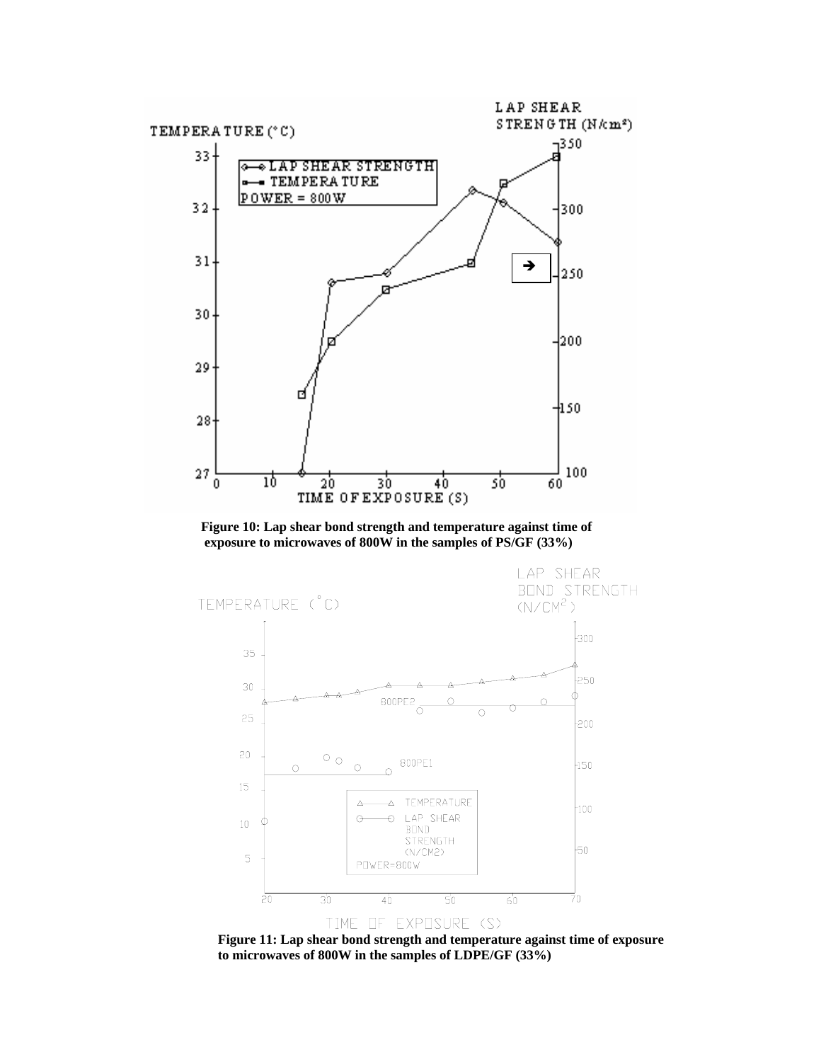**Figure 10: Lap shear bond strength and temperature against time of exposure to microwaves of 800W in the samples of PS/GF (33%)**

**Figure 11: Lap shear bond strength and temperature against time of exposure to microwaves of 800W in the samples of LDPE/GF (33%)**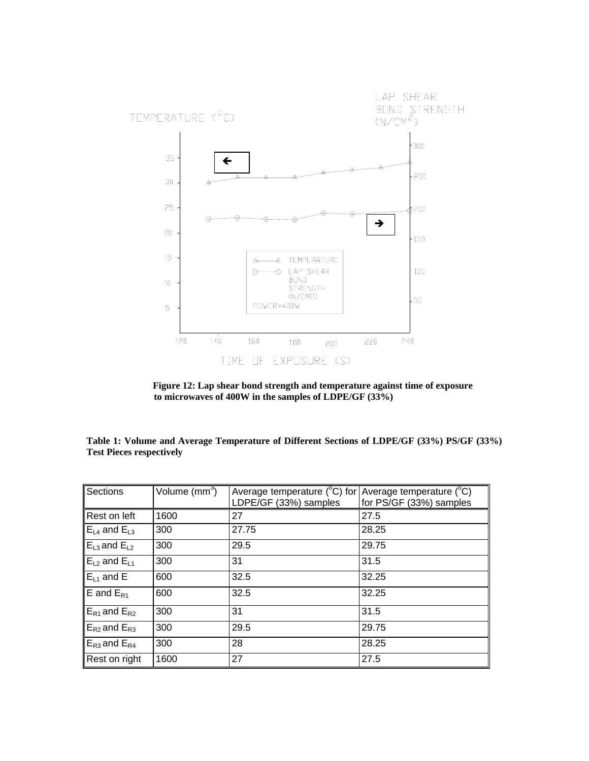**Figure 12: Lap shear bond strength and temperature against time of exposure to microwaves of 400W in the samples of LDPE/GF (33%)**

**Table 1: Volume and Average Temperature of Different Sections of LDPE/GF (33%) PS/GF (33%) Test Pieces respectively**

| Sections | Volume ($mm^3$) | Average temperature ($^oC$) for LDPE/GF (33%) samples | Average temperature ($^oC$) for PS/GF (33%) samples |
|---|---|---|---|
| Rest on left | 1600 | 27 | 27.5 |
| $E_{L4}$ and $E_{L3}$ | 300 | 27.75 | 28.25 |
| $E_{L3}$ and $E_{L2}$ | 300 | 29.5 | 29.75 |
| $E_{L2}$ and $E_{L1}$ | 300 | 31 | 31.5 |
| $E_{L1}$ and E | 600 | 32.5 | 32.25 |
| E and $E_{R1}$ | 600 | 32.5 | 32.25 |
| $E_{R1}$ and $E_{R2}$ | 300 | 31 | 31.5 |
| $E_{R2}$ and $E_{R3}$ | 300 | 29.5 | 29.75 |
| $E_{R3}$ and $E_{R4}$ | 300 | 28 | 28.25 |
| Rest on right | 1600 | 27 | 27.5 |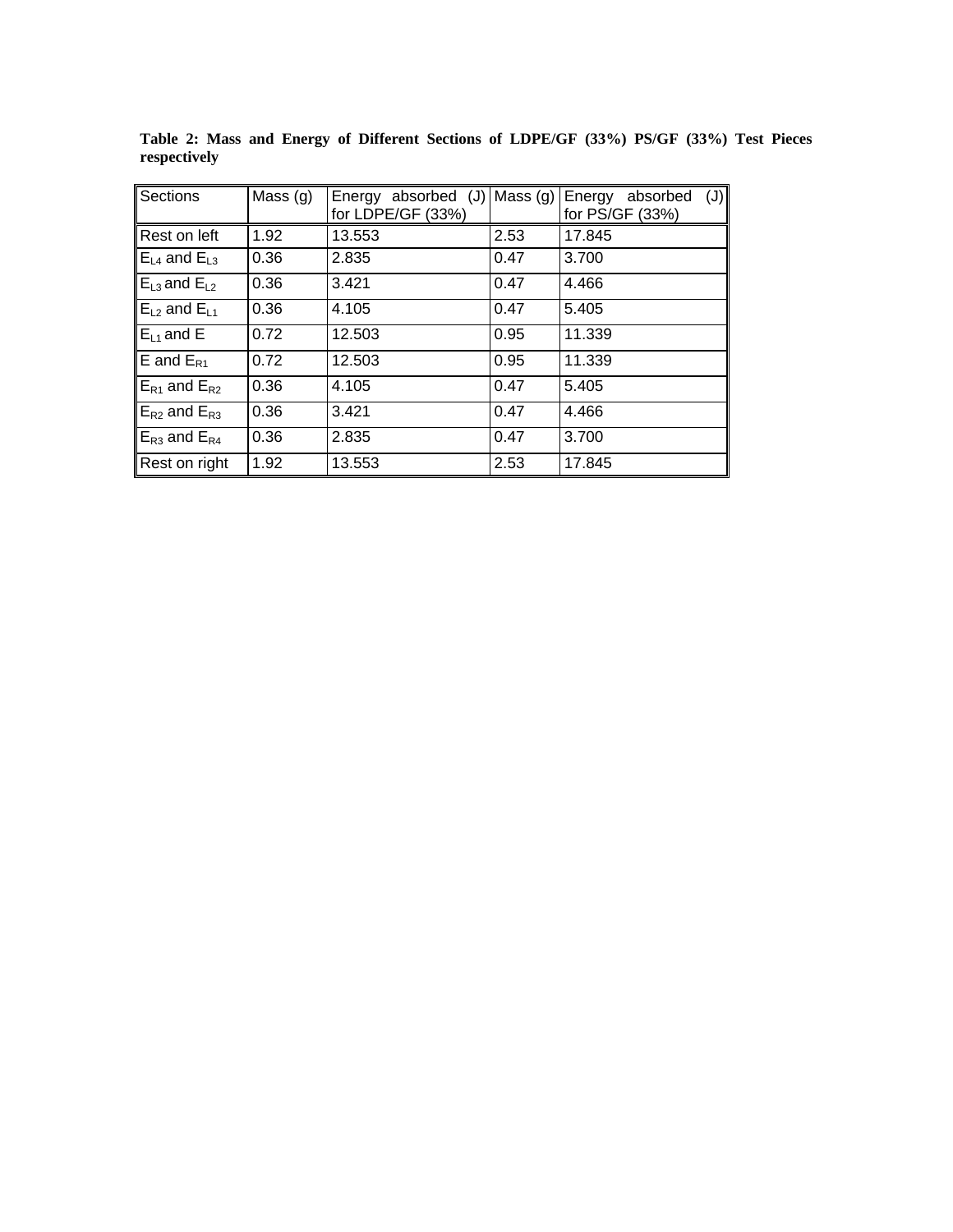**Table 2: Mass and Energy of Different Sections of LDPE/GF (33%) PS/GF (33%) Test Pieces respectively**

| Sections | Mass (g) | Energy absorbed (J) for LDPE/GF (33%) | Mass (g) | Energy absorbed (J) for PS/GF (33%) |
|---|---|---|---|---|
| Rest on left | 1.92 | 13.553 | 2.53 | 17.845 |
| $E_{L4}$ and $E_{L3}$ | 0.36 | 2.835 | 0.47 | 3.700 |
| $E_{L3}$ and $E_{L2}$ | 0.36 | 3.421 | 0.47 | 4.466 |
| $E_{L2}$ and $E_{L1}$ | 0.36 | 4.105 | 0.47 | 5.405 |
| $E_{L1}$ and E | 0.72 | 12.503 | 0.95 | 11.339 |
| E and $E_{R1}$ | 0.72 | 12.503 | 0.95 | 11.339 |
| $E_{R1}$ and $E_{R2}$ | 0.36 | 4.105 | 0.47 | 5.405 |
| $E_{R2}$ and $E_{R3}$ | 0.36 | 3.421 | 0.47 | 4.466 |
| $E_{R3}$ and $E_{R4}$ | 0.36 | 2.835 | 0.47 | 3.700 |
| Rest on right | 1.92 | 13.553 | 2.53 | 17.845 |